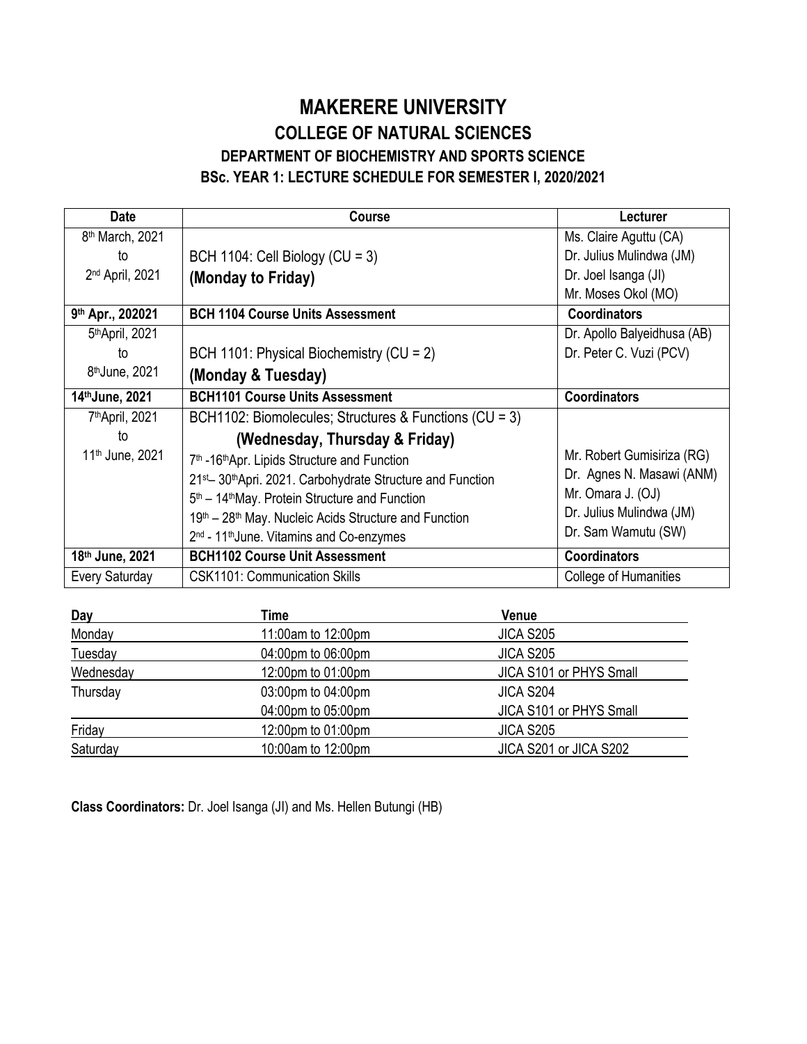# MAKERERE UNIVERSITY

## COLLEGE OF NATURAL SCIENCES

### DEPARTMENT OF BIOCHEMISTRY AND SPORTS SCIENCE

### BSc. YEAR 1: LECTURE SCHEDULE FOR SEMESTER I, 2020/2021

| Date | Course | Lecturer |
|---|---|---|
| 8th March, 2021 to 2nd April, 2021 | BCH 1104: Cell Biology (CU = 3) **(Monday to Friday)** | Ms. Claire Aguttu (CA)<br>Dr. Julius Mulindwa (JM)<br>Dr. Joel Isanga (JI)<br>Mr. Moses Okol (MO) |
| **9th Apr., 202021** | **BCH 1104 Course Units Assessment** | **Coordinators** |
| 5thApril, 2021 to 8thJune, 2021 | BCH 1101: Physical Biochemistry (CU = 2) **(Monday & Tuesday)** | Dr. Apollo Balyeidhusa (AB)<br>Dr. Peter C. Vuzi (PCV) |
| **14thJune, 2021** | **BCH1101 Course Units Assessment** | **Coordinators** |
| 7thApril, 2021 to 11th June, 2021 | BCH1102: Biomolecules; Structures & Functions (CU = 3)<br>**(Wednesday, Thursday & Friday)**<br>7th -16thApr. Lipids Structure and Function<br>21st– 30thApri. 2021. Carbohydrate Structure and Function<br>5th – 14thMay. Protein Structure and Function<br>19th – 28th May. Nucleic Acids Structure and Function<br>2nd - 11thJune. Vitamins and Co-enzymes | Mr. Robert Gumisiriza (RG)<br>Dr. Agnes N. Masawi (ANM)<br>Mr. Omara J. (OJ)<br>Dr. Julius Mulindwa (JM)<br>Dr. Sam Wamutu (SW) |
| **18th June, 2021** | **BCH1102 Course Unit Assessment** | **Coordinators** |
| Every Saturday | CSK1101: Communication Skills | College of Humanities |

| Day | Time | Venue |
|---|---|---|
| Monday | 11:00am to 12:00pm | JICA S205 |
| Tuesday | 04:00pm to 06:00pm | JICA S205 |
| Wednesday | 12:00pm to 01:00pm | JICA S101 or PHYS Small |
| Thursday | 03:00pm to 04:00pm | JICA S204 |
| | 04:00pm to 05:00pm | JICA S101 or PHYS Small |
| Friday | 12:00pm to 01:00pm | JICA S205 |
| Saturday | 10:00am to 12:00pm | JICA S201 or JICA S202 |

**Class Coordinators:** Dr. Joel Isanga (JI) and Ms. Hellen Butungi (HB)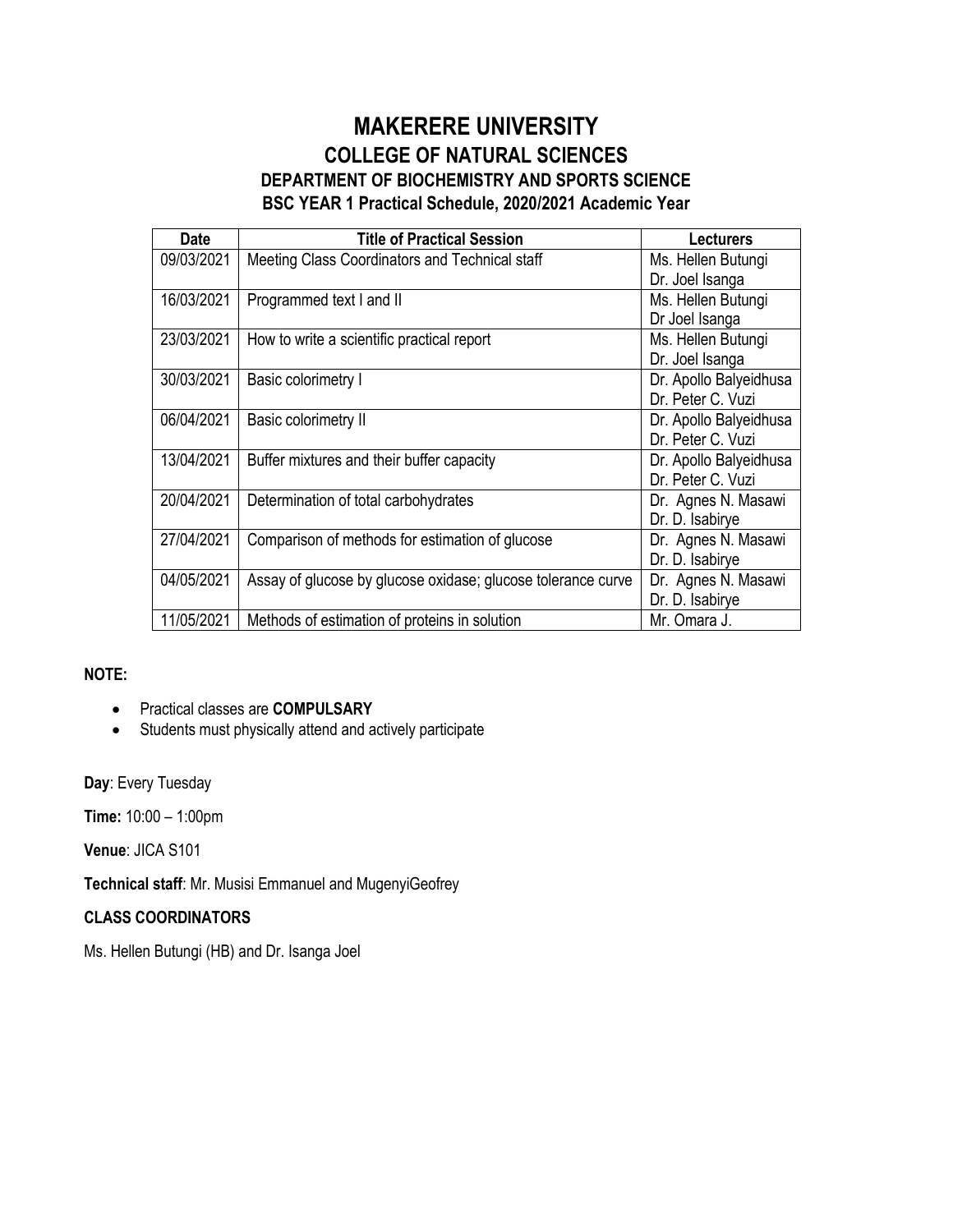# MAKERERE UNIVERSITY

## COLLEGE OF NATURAL SCIENCES

### DEPARTMENT OF BIOCHEMISTRY AND SPORTS SCIENCE

### BSC YEAR 1 Practical Schedule, 2020/2021 Academic Year

| Date | Title of Practical Session | Lecturers |
|---|---|---|
| 09/03/2021 | Meeting Class Coordinators and Technical staff | Ms. Hellen Butungi<br>Dr. Joel Isanga |
| 16/03/2021 | Programmed text I and II | Ms. Hellen Butungi<br>Dr Joel Isanga |
| 23/03/2021 | How to write a scientific practical report | Ms. Hellen Butungi<br>Dr. Joel Isanga |
| 30/03/2021 | Basic colorimetry I | Dr. Apollo Balyeidhusa<br>Dr. Peter C. Vuzi |
| 06/04/2021 | Basic colorimetry II | Dr. Apollo Balyeidhusa<br>Dr. Peter C. Vuzi |
| 13/04/2021 | Buffer mixtures and their buffer capacity | Dr. Apollo Balyeidhusa<br>Dr. Peter C. Vuzi |
| 20/04/2021 | Determination of total carbohydrates | Dr. Agnes N. Masawi<br>Dr. D. Isabirye |
| 27/04/2021 | Comparison of methods for estimation of glucose | Dr. Agnes N. Masawi<br>Dr. D. Isabirye |
| 04/05/2021 | Assay of glucose by glucose oxidase; glucose tolerance curve | Dr. Agnes N. Masawi<br>Dr. D. Isabirye |
| 11/05/2021 | Methods of estimation of proteins in solution | Mr. Omara J. |

**NOTE:**

- Practical classes are **COMPULSARY**
- Students must physically attend and actively participate

**Day**: Every Tuesday

**Time:** 10:00 – 1:00pm

**Venue**: JICA S101

**Technical staff**: Mr. Musisi Emmanuel and MugenyiGeofrey

**CLASS COORDINATORS**

Ms. Hellen Butungi (HB) and Dr. Isanga Joel